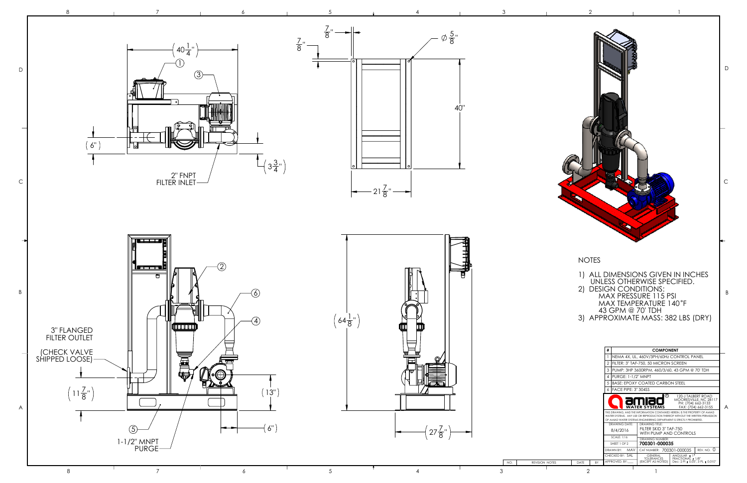## NOTES

1) ALL DIMENSIONS GIVEN IN INCHES UNLESS OTHERWISE SPECIFIED.
2) DESIGN CONDITIONS:
   MAX PRESSURE 115 PSI
   MAX TEMPERATURE 140°F
   43 GPM @ 70' TDH
3) APPROXIMATE MASS: 382 LBS (DRY)

| # | COMPONENT |
|---|---|
| 1 | NEMA 4X, UL, 460V/3PH/60Hz CONTROL PANEL |
| 2 | FILTER: 3" TAF-750, 50 MICRON SCREEN |
| 3 | PUMP: 3HP 3600RPM, 460/3/60, 43 GPM @ 70' TDH |
| 4 | PURGE: 1-1/2" MNPT |
| 5 | BASE: EPOXY COATED CARBON STEEL |
| 6 | FACE PIPE: 3" 304SS |

Dimension labels: $40\frac{1}{4}$", 6", $3\frac{3}{4}$", 2" FNPT FILTER INLET, $\frac{7}{8}$", $\frac{7}{8}$", $\varnothing\frac{5}{8}$", 40", $21\frac{7}{8}$", 3" FLANGED FILTER OUTLET (CHECK VALVE SHIPPED LOOSE), $11\frac{7}{8}$", 13", 6", 1-1/2" MNPT PURGE, $64\frac{1}{8}$", $27\frac{7}{8}$"

**amiad** WATER SYSTEMS
120-J TALBERT ROAD
MOORESVILLE, NC 28117
PH: (704) 662-3133
FAX: (704) 662-3155

THIS DRAWING AND THE INFORMATION CONTAINED HEREIN, IS THE PROPERTY OF AMIAD WATER SYSTEMS. ANY USE OR REPRODUCTION THEREOF WITHOUT THE WRITTEN PERMISSION OF AMIAD WATER SYSTEMS ENGINEERING DEPARTMENT IS STRICTLY PROHIBITED.

| | |
|---|---|
| DRAWING DATE: 8/4/2016 | DRAWING TITLE: FILTER SKID 3" TAF-750 WITH PUMP AND CONTROLS |
| SCALE: 1:16 | DRAWING NUMBER: 700301-000035 |
| SHEET 1 OF 2 | |
| DRAWN BY: MAV | CAT NUMBER: 700301-000035 — REV. NO. 0 |
| CHECKED BY: SAL | GENERAL TOLERANCES (EXCEPT AS NOTED) — ANGULAR ± 1°, FRACTIONAL ± 1/8", Dec: 2 PL ± 0.05", 3 PL ± 0.010" |
| APPROVED BY: ____ | |

| NO. | REVISION NOTES | DATE | BY |
|---|---|---|---|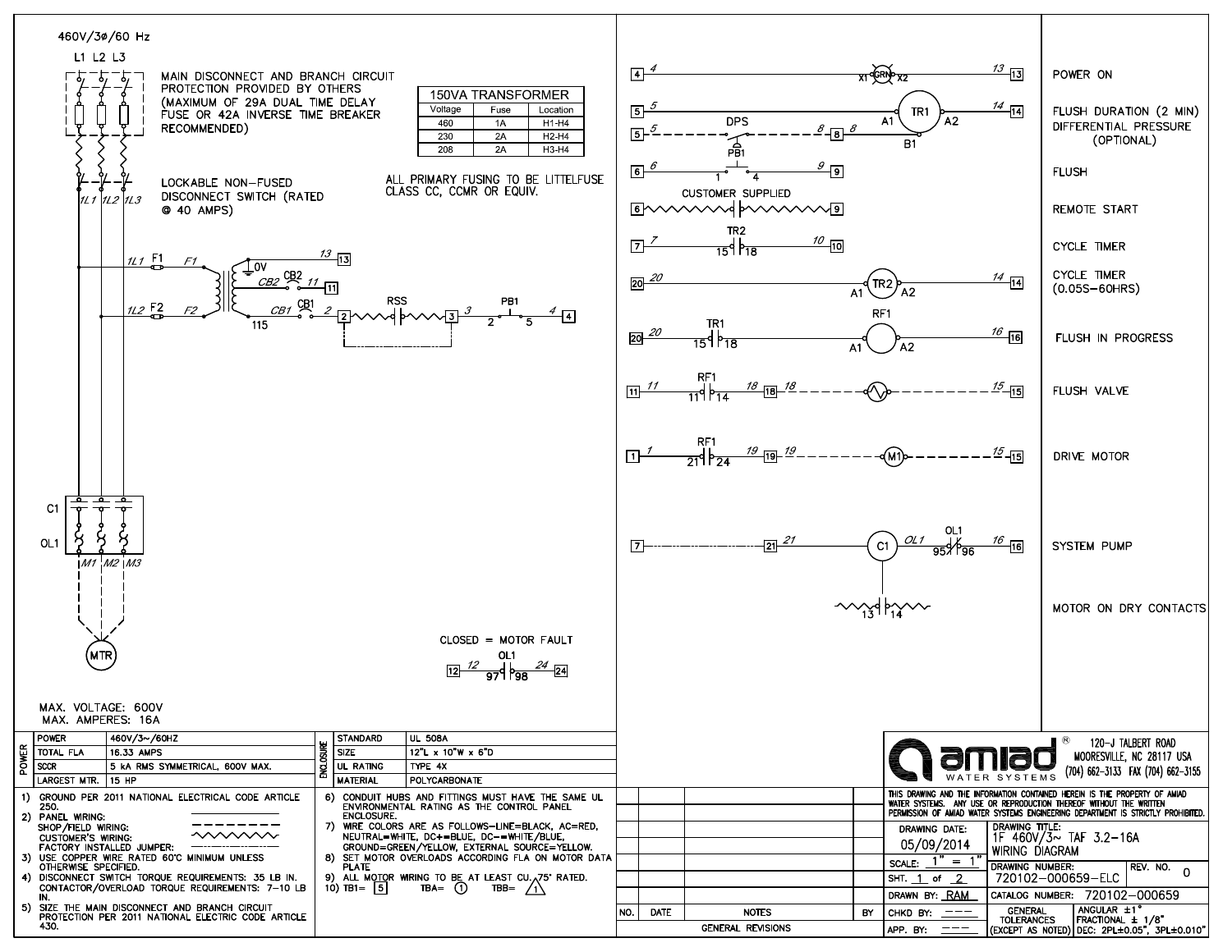460V/3ø/60 Hz

L1 L2 L3

MAIN DISCONNECT AND BRANCH CIRCUIT PROTECTION PROVIDED BY OTHERS (MAXIMUM OF 29A DUAL TIME DELAY FUSE OR 42A INVERSE TIME BREAKER RECOMMENDED)

| 150VA TRANSFORMER | | |
|---|---|---|
| Voltage | Fuse | Location |
| 460 | 1A | H1-H4 |
| 230 | 2A | H2-H4 |
| 208 | 2A | H3-H4 |

LOCKABLE NON-FUSED DISCONNECT SWITCH (RATED @ 40 AMPS)

ALL PRIMARY FUSING TO BE LITTELFUSE CLASS CC, CCMR OR EQUIV.

1L1 1L2 1L3

1L1 F1 F1 — 0V — 13 [13]

CB2 — CB2 — 11 [11]

1L2 F2 F2 — 115 — CB1 — CB1 — 2 [2] — RSS — [3] 3 — PB1 2 5 — 4 [4]

C1

OL1

M1 M2 M3

MTR

CLOSED = MOTOR FAULT

[12] 12 — OL1 97 98 — 24 [24]

MAX. VOLTAGE: 600V
MAX. AMPERES: 16A

| Rung | Description |
|---|---|
| [4] 4 — X1 GRN X2 — 13 [13] | POWER ON |
| [5] 5 — A1 TR1 A2 — 14 [14] | FLUSH DURATION (2 MIN) |
| [5] 5 — DPS — 8 [8] 8 — B1 | DIFFERENTIAL PRESSURE (OPTIONAL) |
| [6] 6 — PB1 1 4 — 9 [9] | FLUSH |
| [6] — CUSTOMER SUPPLIED — [9] | REMOTE START |
| [7] 7 — TR2 15 18 — 10 [10] | CYCLE TIMER |
| [20] 20 — A1 TR2 A2 — 14 [14] | CYCLE TIMER (0.05S–60HRS) |
| [20] 20 — TR1 15 18 — A1 RF1 A2 — 16 [16] | FLUSH IN PROGRESS |
| [11] 11 — RF1 11 14 — 18 [18] 18 — 15 [15] | FLUSH VALVE |
| [1] 1 — RF1 21 24 — 19 [19] 19 — M1 — 15 [15] | DRIVE MOTOR |
| [7] — [21] 21 — C1 — OL1 — OL1 95 96 — 16 [16] | SYSTEM PUMP |
| 13 14 | MOTOR ON DRY CONTACTS |

| POWER | |
|---|---|
| POWER | 460V/3~/60HZ |
| TOTAL FLA | 16.33 AMPS |
| SCCR | 5 kA RMS SYMMETRICAL, 600V MAX. |
| LARGEST MTR. | 15 HP |

| ENCLOSURE | |
|---|---|
| STANDARD | UL 508A |
| SIZE | 12"L x 10"W x 6"D |
| UL RATING | TYPE 4X |
| MATERIAL | POLYCARBONATE |

1) GROUND PER 2011 NATIONAL ELECTRICAL CODE ARTICLE 250.
2) PANEL WIRING: ———
   SHOP/FIELD WIRING: - - - -
   CUSTOMER'S WIRING: ∿∿∿∿
   FACTORY INSTALLED JUMPER: ·—·—·
3) USE COPPER WIRE RATED 60°C MINIMUM UNLESS OTHERWISE SPECIFIED.
4) DISCONNECT SWITCH TORQUE REQUIREMENTS: 35 LB IN. CONTACTOR/OVERLOAD TORQUE REQUIREMENTS: 7–10 LB IN.
5) SIZE THE MAIN DISCONNECT AND BRANCH CIRCUIT PROTECTION PER 2011 NATIONAL ELECTRIC CODE ARTICLE 430.
6) CONDUIT HUBS AND FITTINGS MUST HAVE THE SAME UL ENVIRONMENTAL RATING AS THE CONTROL PANEL ENCLOSURE.
7) WIRE COLORS ARE AS FOLLOWS–LINE=BLACK, AC=RED, NEUTRAL=WHITE, DC+=BLUE, DC–=WHITE/BLUE, GROUND=GREEN/YELLOW, EXTERNAL SOURCE=YELLOW.
8) SET MOTOR OVERLOADS ACCORDING FLA ON MOTOR DATA PLATE
9) ALL MOTOR WIRING TO BE AT LEAST CU. 75° RATED.
10) TB1= [5] TBA= (1) TBB= △1

| NO. | DATE | NOTES | BY |
|---|---|---|---|
| | | | |
| | | GENERAL REVISIONS | |

**amiad** WATER SYSTEMS ® 120-J TALBERT ROAD MOORESVILLE, NC 28117 USA (704) 662-3133 FAX (704) 662-3155

THIS DRAWING AND THE INFORMATION CONTAINED HEREIN IS THE PROPERTY OF AMIAD WATER SYSTEMS. ANY USE OR REPRODUCTION THEREOF WITHOUT THE WRITTEN PERMISSION OF AMIAD WATER SYSTEMS ENGINEERING DEPARTMENT IS STRICTLY PROHIBITED.

| | |
|---|---|
| DRAWING DATE: 05/09/2014 | DRAWING TITLE: 1F 460V/3~ TAF 3.2-16A WIRING DIAGRAM |
| SCALE: 1" = 1" | DRAWING NUMBER: 720102-000659-ELC — REV. NO. 0 |
| SHT. 1 of 2 | |
| DRAWN BY: RAM | CATALOG NUMBER: 720102-000659 |
| CHKD BY: ——— | GENERAL TOLERANCES (EXCEPT AS NOTED) — ANGULAR ±1°, FRACTIONAL ± 1/8", DEC: 2PL±0.05", 3PL±0.010" |
| APP. BY: ——— | |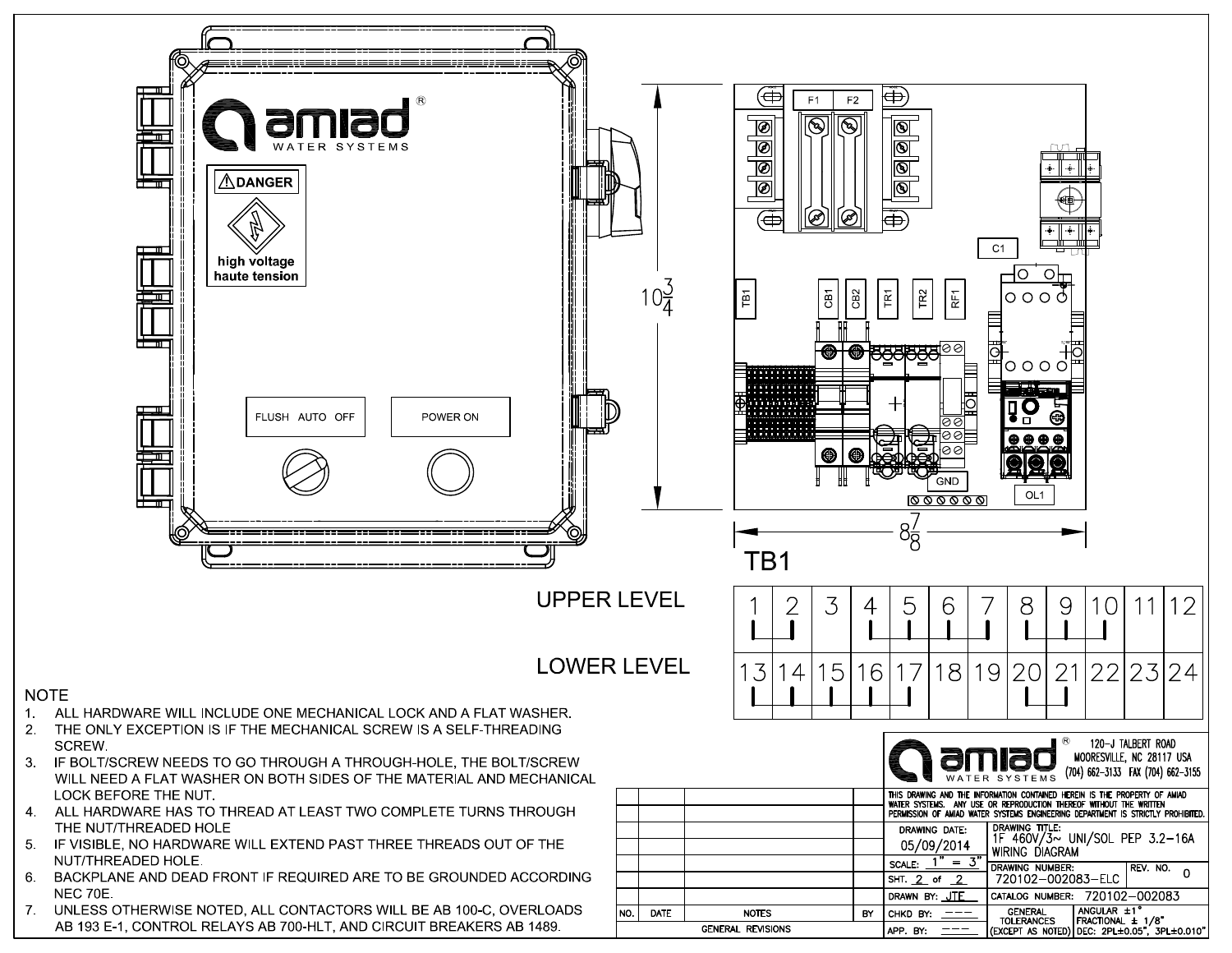amiad®
WATER SYSTEMS

⚠DANGER

high voltage
haute tension

FLUSH AUTO OFF

POWER ON

$10\frac{3}{4}$

$8\frac{7}{8}$

F1 F2

C1

TB1 CB1 CB2 TR1 TR2 RF1

GND

OL1

## TB1

| | | | | | | | | | | | | |
|---|---|---|---|---|---|---|---|---|---|---|---|---|
| UPPER LEVEL | 1 | 2 | 3 | 4 | 5 | 6 | 7 | 8 | 9 | 10 | 11 | 12 |
| LOWER LEVEL | 13 | 14 | 15 | 16 | 17 | 18 | 19 | 20 | 21 | 22 | 23 | 24 |

NOTE

1. ALL HARDWARE WILL INCLUDE ONE MECHANICAL LOCK AND A FLAT WASHER.
2. THE ONLY EXCEPTION IS IF THE MECHANICAL SCREW IS A SELF-THREADING SCREW.
3. IF BOLT/SCREW NEEDS TO GO THROUGH A THROUGH-HOLE, THE BOLT/SCREW WILL NEED A FLAT WASHER ON BOTH SIDES OF THE MATERIAL AND MECHANICAL LOCK BEFORE THE NUT.
4. ALL HARDWARE HAS TO THREAD AT LEAST TWO COMPLETE TURNS THROUGH THE NUT/THREADED HOLE
5. IF VISIBLE, NO HARDWARE WILL EXTEND PAST THREE THREADS OUT OF THE NUT/THREADED HOLE.
6. BACKPLANE AND DEAD FRONT IF REQUIRED ARE TO BE GROUNDED ACCORDING NEC 70E.
7. UNLESS OTHERWISE NOTED, ALL CONTACTORS WILL BE AB 100-C, OVERLOADS AB 193 E-1, CONTROL RELAYS AB 700-HLT, AND CIRCUIT BREAKERS AB 1489.

| NO. | DATE | NOTES | BY |
|---|---|---|---|
| | | | |
| | | | |
| | | | |
| | | | |
| | | | |
| | | | |
| | | GENERAL REVISIONS | |

amiad® WATER SYSTEMS
120-J TALBERT ROAD
MOORESVILLE, NC 28117 USA
(704) 662-3133 FAX (704) 662-3155

THIS DRAWING AND THE INFORMATION CONTAINED HEREIN IS THE PROPERTY OF AMIAD WATER SYSTEMS. ANY USE OR REPRODUCTION THEREOF WITHOUT THE WRITTEN PERMISSION OF AMIAD WATER SYSTEMS ENGINEERING DEPARTMENT IS STRICTLY PROHIBITED.

| | | |
|---|---|---|
| DRAWING DATE: 05/09/2014 | DRAWING TITLE: 1F 460V/3~ UNI/SOL PEP 3.2-16A WIRING DIAGRAM | |
| SCALE: 1" = 3" | DRAWING NUMBER: 720102-002083-ELC | REV. NO. 0 |
| SHT. 2 of 2 | | |
| DRAWN BY: JTE | CATALOG NUMBER: 720102-002083 | |
| CHKD BY: --- | GENERAL TOLERANCES (EXCEPT AS NOTED) | ANGULAR ±1° FRACTIONAL ± 1/8" DEC: 2PL±0.05", 3PL±0.010" |
| APP. BY: --- | | |